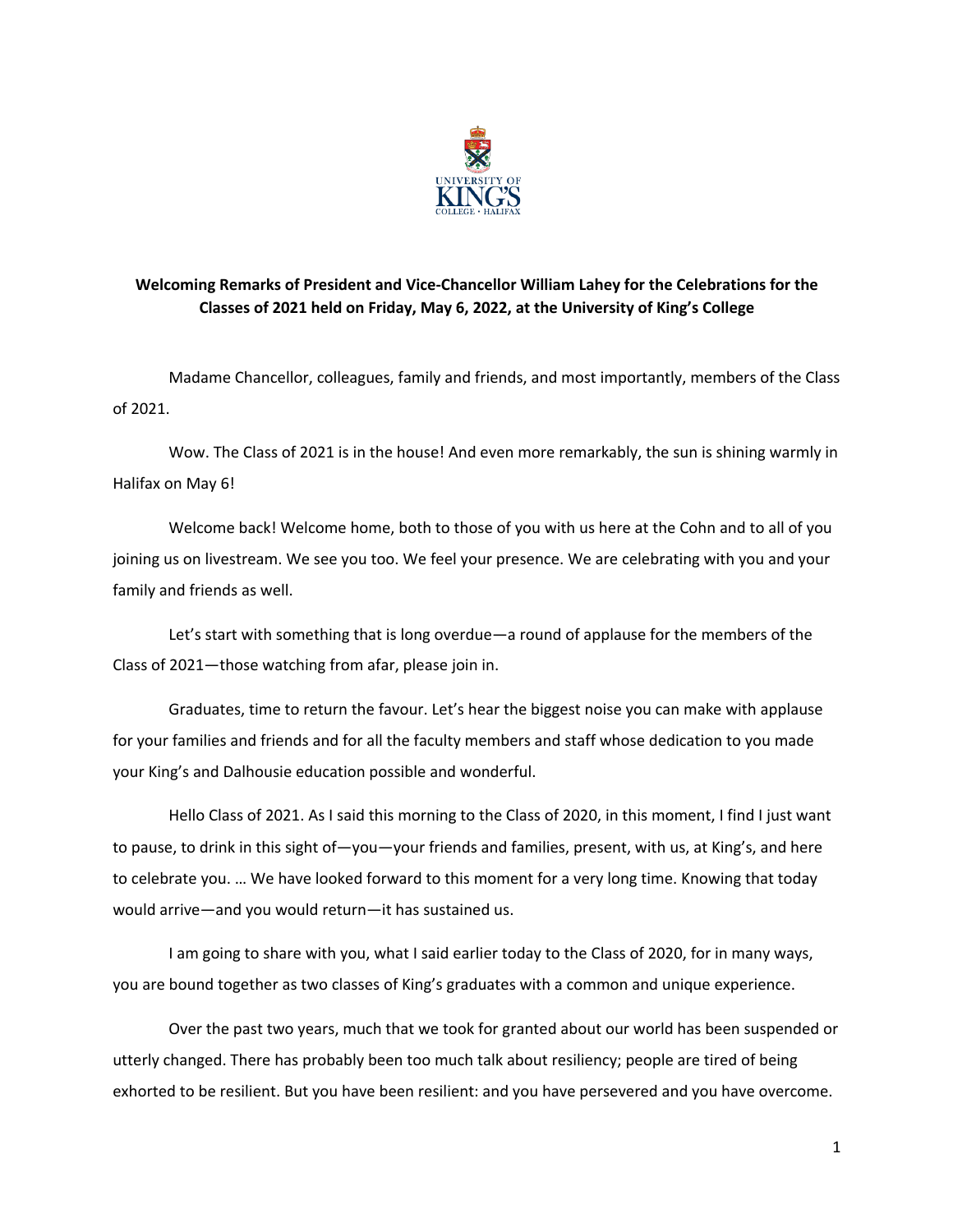**Welcoming Remarks of President and Vice-Chancellor William Lahey for the Celebrations for the Classes of 2021 held on Friday, May 6, 2022, at the University of King's College**

Madame Chancellor, colleagues, family and friends, and most importantly, members of the Class of 2021.

Wow. The Class of 2021 is in the house! And even more remarkably, the sun is shining warmly in Halifax on May 6!

Welcome back! Welcome home, both to those of you with us here at the Cohn and to all of you joining us on livestream. We see you too. We feel your presence. We are celebrating with you and your family and friends as well.

Let's start with something that is long overdue—a round of applause for the members of the Class of 2021—those watching from afar, please join in.

Graduates, time to return the favour. Let's hear the biggest noise you can make with applause for your families and friends and for all the faculty members and staff whose dedication to you made your King's and Dalhousie education possible and wonderful.

Hello Class of 2021. As I said this morning to the Class of 2020, in this moment, I find I just want to pause, to drink in this sight of—you—your friends and families, present, with us, at King's, and here to celebrate you. … We have looked forward to this moment for a very long time. Knowing that today would arrive—and you would return—it has sustained us.

I am going to share with you, what I said earlier today to the Class of 2020, for in many ways, you are bound together as two classes of King's graduates with a common and unique experience.

Over the past two years, much that we took for granted about our world has been suspended or utterly changed. There has probably been too much talk about resiliency; people are tired of being exhorted to be resilient. But you have been resilient: and you have persevered and you have overcome.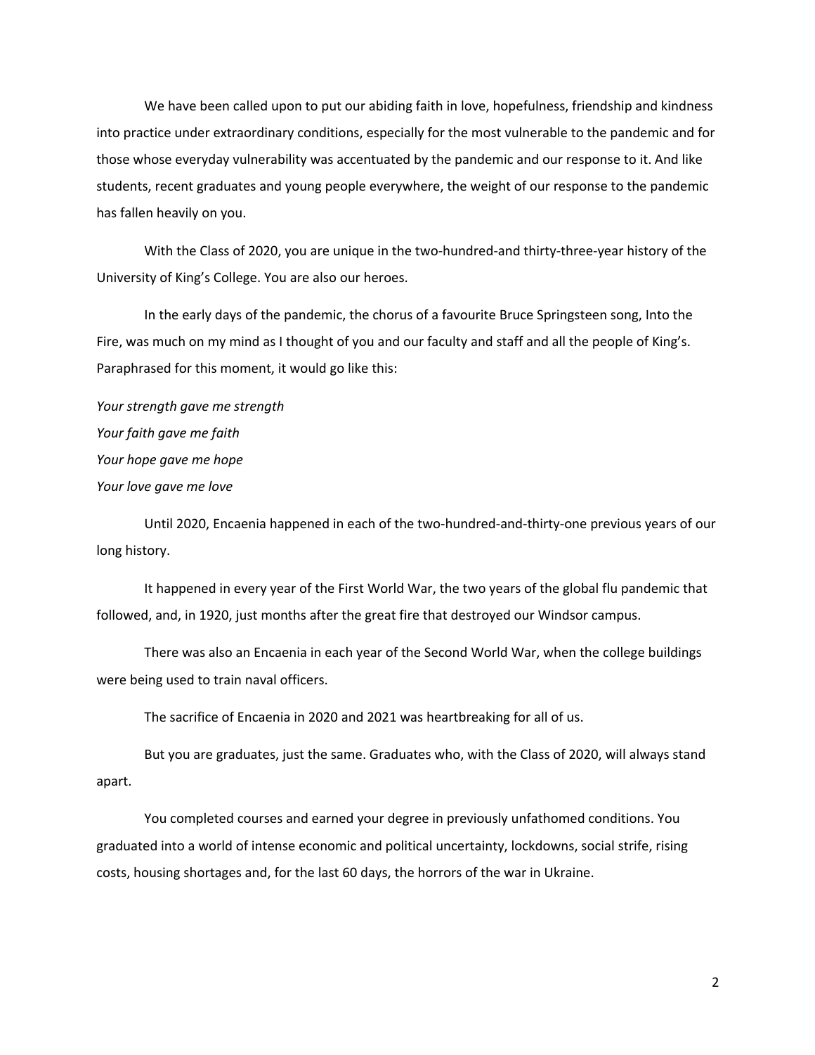We have been called upon to put our abiding faith in love, hopefulness, friendship and kindness into practice under extraordinary conditions, especially for the most vulnerable to the pandemic and for those whose everyday vulnerability was accentuated by the pandemic and our response to it. And like students, recent graduates and young people everywhere, the weight of our response to the pandemic has fallen heavily on you.

With the Class of 2020, you are unique in the two-hundred-and thirty-three-year history of the University of King's College. You are also our heroes.

In the early days of the pandemic, the chorus of a favourite Bruce Springsteen song, Into the Fire, was much on my mind as I thought of you and our faculty and staff and all the people of King's. Paraphrased for this moment, it would go like this:

*Your strength gave me strength*
*Your faith gave me faith*
*Your hope gave me hope*
*Your love gave me love*

Until 2020, Encaenia happened in each of the two-hundred-and-thirty-one previous years of our long history.

It happened in every year of the First World War, the two years of the global flu pandemic that followed, and, in 1920, just months after the great fire that destroyed our Windsor campus.

There was also an Encaenia in each year of the Second World War, when the college buildings were being used to train naval officers.

The sacrifice of Encaenia in 2020 and 2021 was heartbreaking for all of us.

But you are graduates, just the same. Graduates who, with the Class of 2020, will always stand apart.

You completed courses and earned your degree in previously unfathomed conditions. You graduated into a world of intense economic and political uncertainty, lockdowns, social strife, rising costs, housing shortages and, for the last 60 days, the horrors of the war in Ukraine.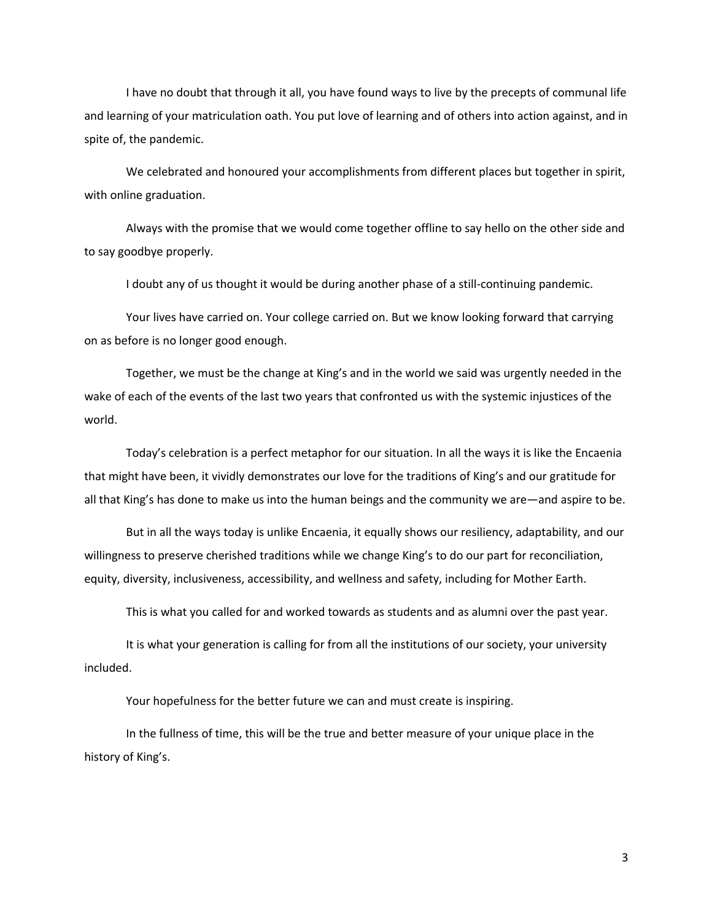I have no doubt that through it all, you have found ways to live by the precepts of communal life and learning of your matriculation oath. You put love of learning and of others into action against, and in spite of, the pandemic.

We celebrated and honoured your accomplishments from different places but together in spirit, with online graduation.

Always with the promise that we would come together offline to say hello on the other side and to say goodbye properly.

I doubt any of us thought it would be during another phase of a still-continuing pandemic.

Your lives have carried on. Your college carried on. But we know looking forward that carrying on as before is no longer good enough.

Together, we must be the change at King's and in the world we said was urgently needed in the wake of each of the events of the last two years that confronted us with the systemic injustices of the world.

Today's celebration is a perfect metaphor for our situation. In all the ways it is like the Encaenia that might have been, it vividly demonstrates our love for the traditions of King's and our gratitude for all that King's has done to make us into the human beings and the community we are—and aspire to be.

But in all the ways today is unlike Encaenia, it equally shows our resiliency, adaptability, and our willingness to preserve cherished traditions while we change King's to do our part for reconciliation, equity, diversity, inclusiveness, accessibility, and wellness and safety, including for Mother Earth.

This is what you called for and worked towards as students and as alumni over the past year.

It is what your generation is calling for from all the institutions of our society, your university included.

Your hopefulness for the better future we can and must create is inspiring.

In the fullness of time, this will be the true and better measure of your unique place in the history of King's.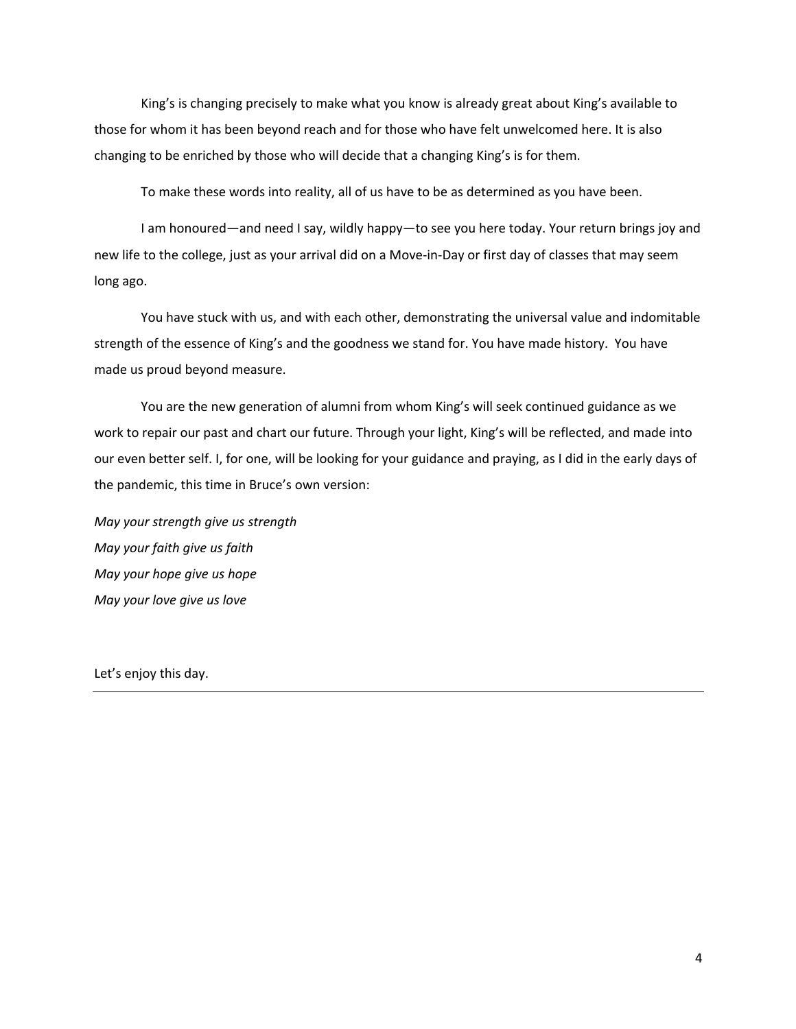King's is changing precisely to make what you know is already great about King's available to those for whom it has been beyond reach and for those who have felt unwelcomed here. It is also changing to be enriched by those who will decide that a changing King's is for them.

To make these words into reality, all of us have to be as determined as you have been.

I am honoured—and need I say, wildly happy—to see you here today. Your return brings joy and new life to the college, just as your arrival did on a Move-in-Day or first day of classes that may seem long ago.

You have stuck with us, and with each other, demonstrating the universal value and indomitable strength of the essence of King's and the goodness we stand for. You have made history. You have made us proud beyond measure.

You are the new generation of alumni from whom King's will seek continued guidance as we work to repair our past and chart our future. Through your light, King's will be reflected, and made into our even better self. I, for one, will be looking for your guidance and praying, as I did in the early days of the pandemic, this time in Bruce's own version:

*May your strength give us strength*
*May your faith give us faith*
*May your hope give us hope*
*May your love give us love*

Let's enjoy this day.

---